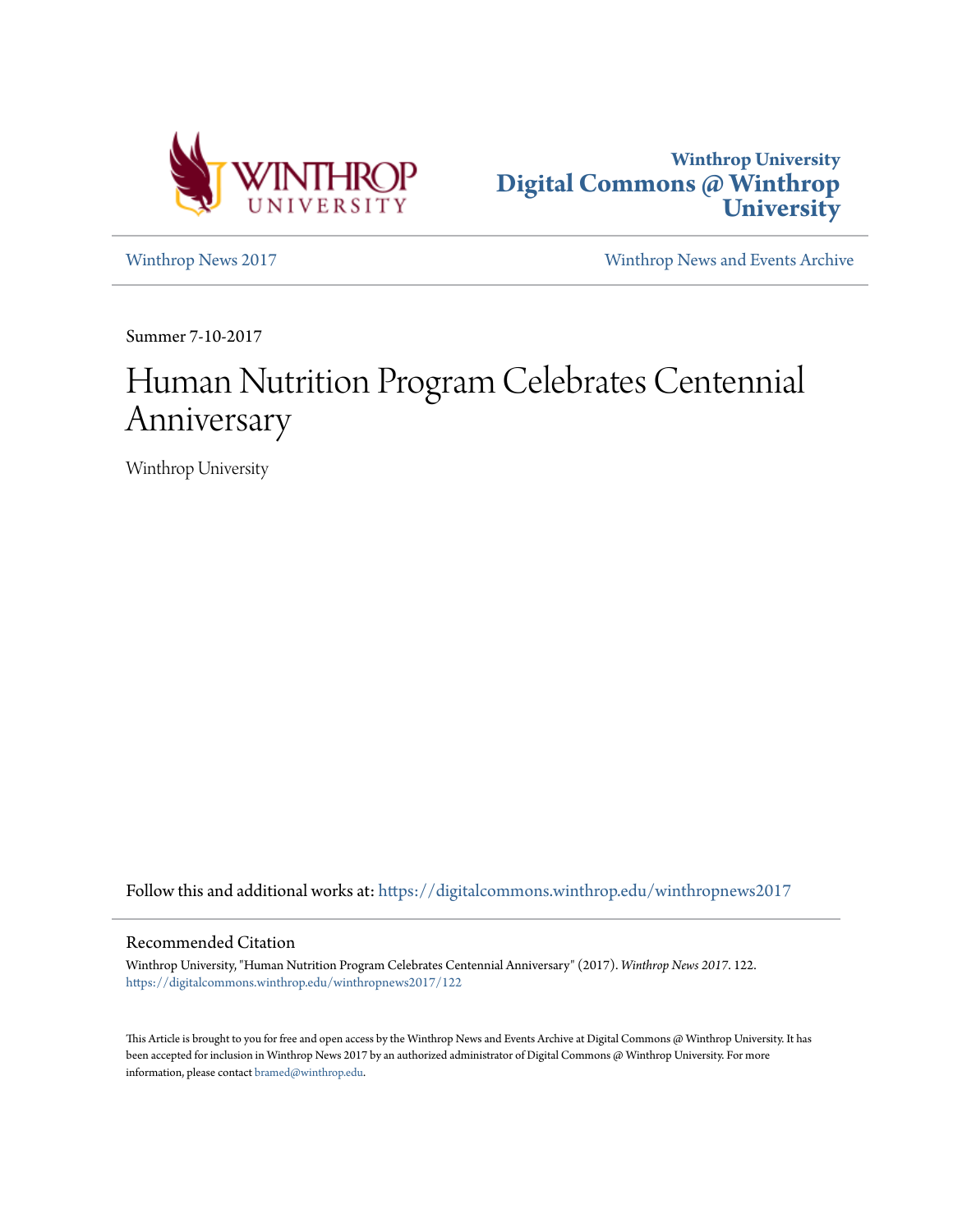Winthrop University

Digital Commons @ Winthrop University

Winthrop News 2017

Winthrop News and Events Archive

Summer 7-10-2017

# Human Nutrition Program Celebrates Centennial Anniversary

Winthrop University

Follow this and additional works at: https://digitalcommons.winthrop.edu/winthropnews2017

## Recommended Citation

Winthrop University, "Human Nutrition Program Celebrates Centennial Anniversary" (2017). *Winthrop News 2017*. 122.
https://digitalcommons.winthrop.edu/winthropnews2017/122

This Article is brought to you for free and open access by the Winthrop News and Events Archive at Digital Commons @ Winthrop University. It has been accepted for inclusion in Winthrop News 2017 by an authorized administrator of Digital Commons @ Winthrop University. For more information, please contact bramed@winthrop.edu.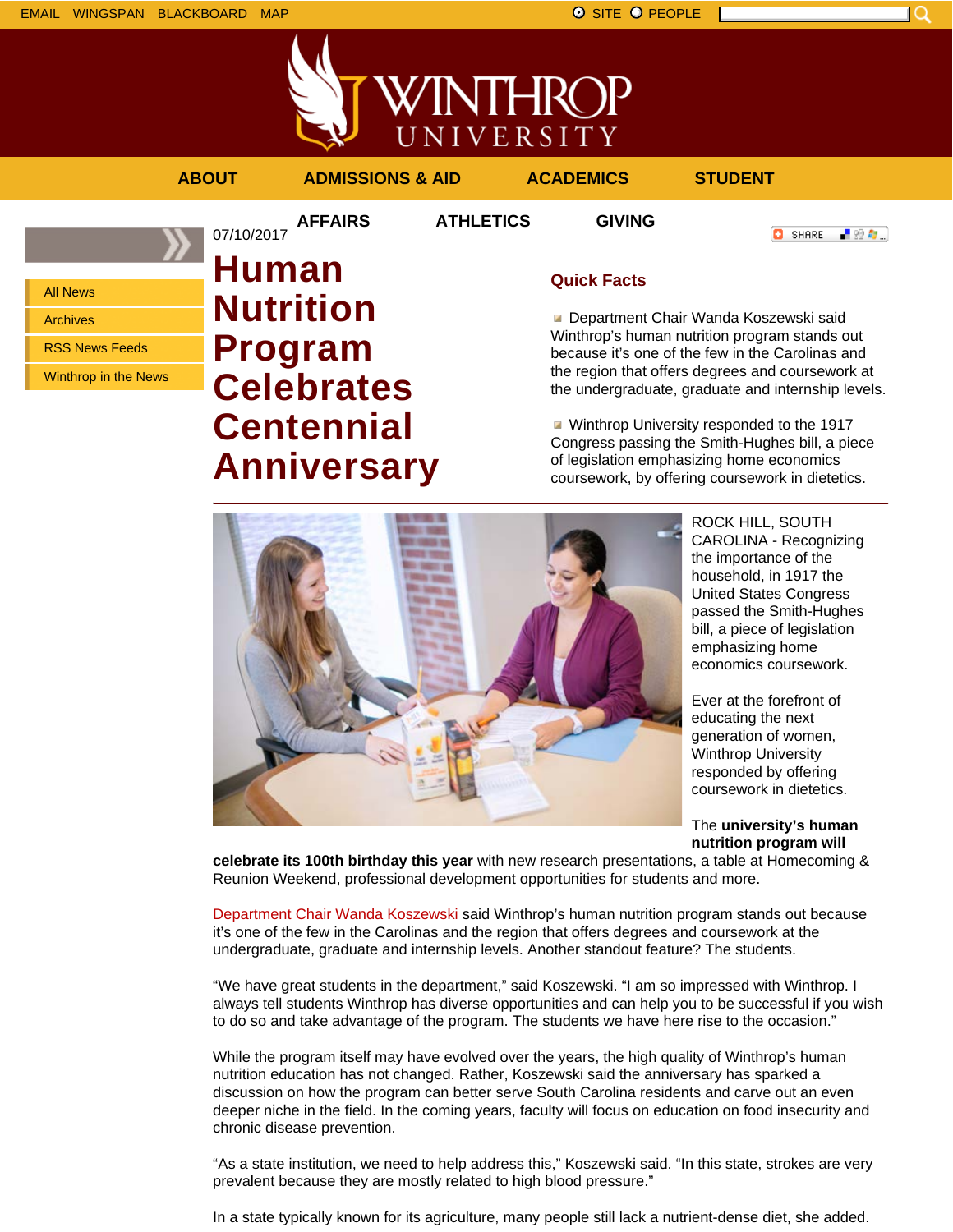EMAIL WINGSPAN BLACKBOARD MAP

SITE PEOPLE

ABOUT ADMISSIONS & AID ACADEMICS STUDENT AFFAIRS ATHLETICS GIVING

- All News
- Archives
- RSS News Feeds
- Winthrop in the News

07/10/2017

# Human Nutrition Program Celebrates Centennial Anniversary

## Quick Facts

- Department Chair Wanda Koszewski said Winthrop's human nutrition program stands out because it's one of the few in the Carolinas and the region that offers degrees and coursework at the undergraduate, graduate and internship levels.
- Winthrop University responded to the 1917 Congress passing the Smith-Hughes bill, a piece of legislation emphasizing home economics coursework, by offering coursework in dietetics.

ROCK HILL, SOUTH CAROLINA - Recognizing the importance of the household, in 1917 the United States Congress passed the Smith-Hughes bill, a piece of legislation emphasizing home economics coursework.

Ever at the forefront of educating the next generation of women, Winthrop University responded by offering coursework in dietetics.

The **university's human nutrition program will celebrate its 100th birthday this year** with new research presentations, a table at Homecoming & Reunion Weekend, professional development opportunities for students and more.

Department Chair Wanda Koszewski said Winthrop's human nutrition program stands out because it's one of the few in the Carolinas and the region that offers degrees and coursework at the undergraduate, graduate and internship levels. Another standout feature? The students.

"We have great students in the department," said Koszewski. "I am so impressed with Winthrop. I always tell students Winthrop has diverse opportunities and can help you to be successful if you wish to do so and take advantage of the program. The students we have here rise to the occasion."

While the program itself may have evolved over the years, the high quality of Winthrop's human nutrition education has not changed. Rather, Koszewski said the anniversary has sparked a discussion on how the program can better serve South Carolina residents and carve out an even deeper niche in the field. In the coming years, faculty will focus on education on food insecurity and chronic disease prevention.

"As a state institution, we need to help address this," Koszewski said. "In this state, strokes are very prevalent because they are mostly related to high blood pressure."

In a state typically known for its agriculture, many people still lack a nutrient-dense diet, she added.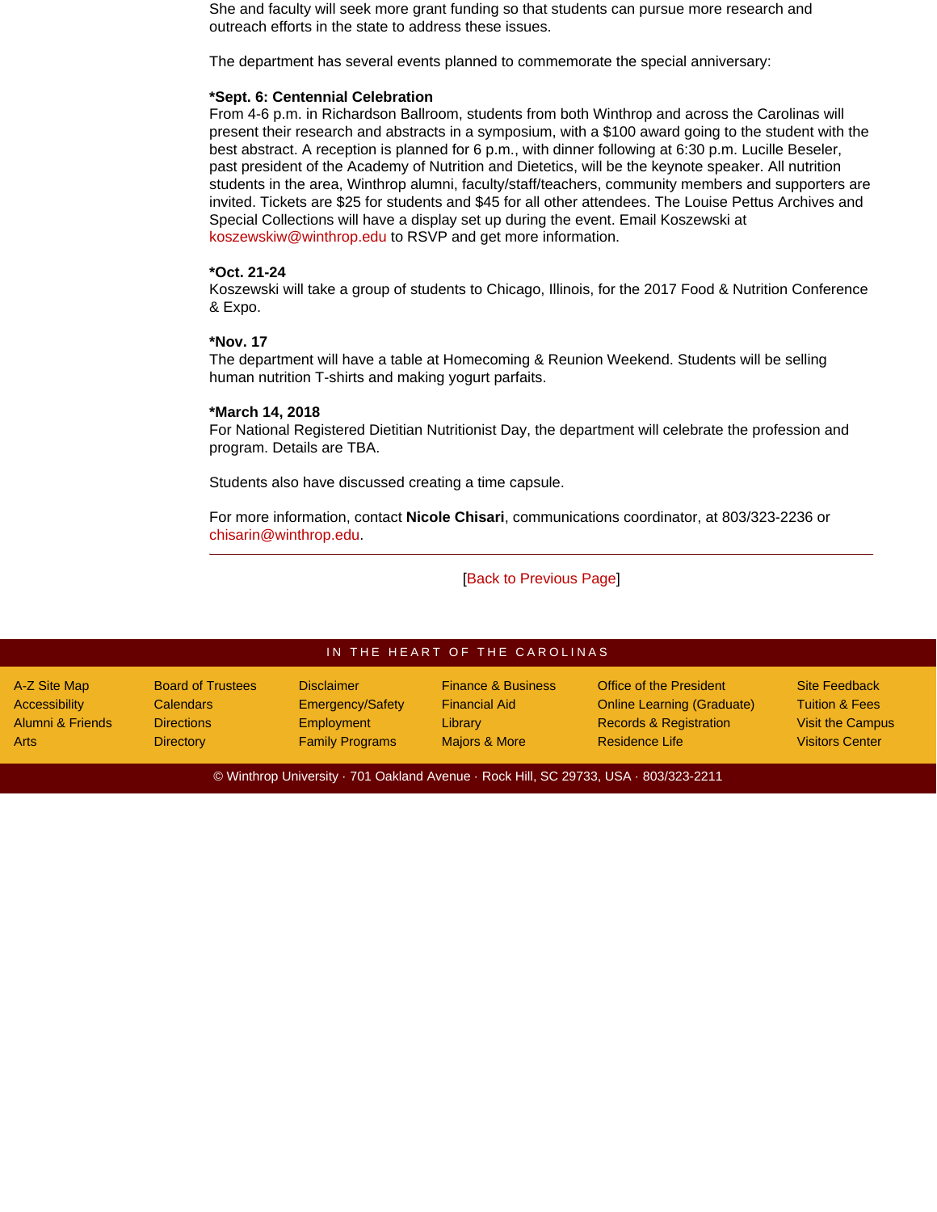She and faculty will seek more grant funding so that students can pursue more research and outreach efforts in the state to address these issues.

The department has several events planned to commemorate the special anniversary:

**\*Sept. 6: Centennial Celebration**
From 4-6 p.m. in Richardson Ballroom, students from both Winthrop and across the Carolinas will present their research and abstracts in a symposium, with a $100 award going to the student with the best abstract. A reception is planned for 6 p.m., with dinner following at 6:30 p.m. Lucille Beseler, past president of the Academy of Nutrition and Dietetics, will be the keynote speaker. All nutrition students in the area, Winthrop alumni, faculty/staff/teachers, community members and supporters are invited. Tickets are $25 for students and $45 for all other attendees. The Louise Pettus Archives and Special Collections will have a display set up during the event. Email Koszewski at koszewskiw@winthrop.edu to RSVP and get more information.

**\*Oct. 21-24**
Koszewski will take a group of students to Chicago, Illinois, for the 2017 Food & Nutrition Conference & Expo.

**\*Nov. 17**
The department will have a table at Homecoming & Reunion Weekend. Students will be selling human nutrition T-shirts and making yogurt parfaits.

**\*March 14, 2018**
For National Registered Dietitian Nutritionist Day, the department will celebrate the profession and program. Details are TBA.

Students also have discussed creating a time capsule.

For more information, contact **Nicole Chisari**, communications coordinator, at 803/323-2236 or chisarin@winthrop.edu.

---

[Back to Previous Page]

IN THE HEART OF THE CAROLINAS

A-Z Site Map
Accessibility
Alumni & Friends
Arts
Board of Trustees
Calendars
Directions
Directory
Disclaimer
Emergency/Safety
Employment
Family Programs
Finance & Business
Financial Aid
Library
Majors & More
Office of the President
Online Learning (Graduate)
Records & Registration
Residence Life
Site Feedback
Tuition & Fees
Visit the Campus
Visitors Center

© Winthrop University · 701 Oakland Avenue · Rock Hill, SC 29733, USA · 803/323-2211